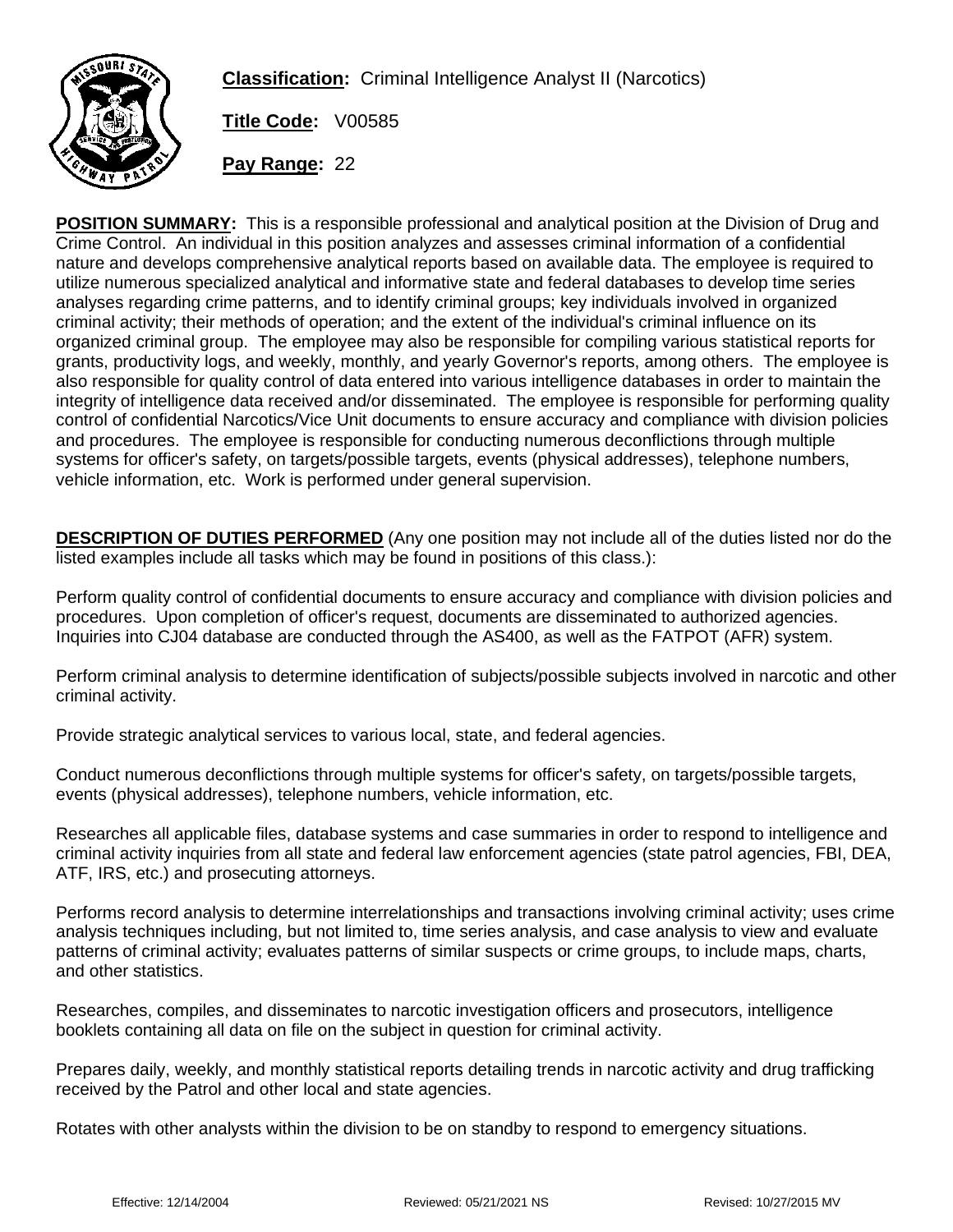**Classification:** Criminal Intelligence Analyst II (Narcotics)

**Title Code:** V00585

**Pay Range:** 22

**POSITION SUMMARY:** This is a responsible professional and analytical position at the Division of Drug and Crime Control. An individual in this position analyzes and assesses criminal information of a confidential nature and develops comprehensive analytical reports based on available data. The employee is required to utilize numerous specialized analytical and informative state and federal databases to develop time series analyses regarding crime patterns, and to identify criminal groups; key individuals involved in organized criminal activity; their methods of operation; and the extent of the individual's criminal influence on its organized criminal group. The employee may also be responsible for compiling various statistical reports for grants, productivity logs, and weekly, monthly, and yearly Governor's reports, among others. The employee is also responsible for quality control of data entered into various intelligence databases in order to maintain the integrity of intelligence data received and/or disseminated. The employee is responsible for performing quality control of confidential Narcotics/Vice Unit documents to ensure accuracy and compliance with division policies and procedures. The employee is responsible for conducting numerous deconflictions through multiple systems for officer's safety, on targets/possible targets, events (physical addresses), telephone numbers, vehicle information, etc. Work is performed under general supervision.

**DESCRIPTION OF DUTIES PERFORMED** (Any one position may not include all of the duties listed nor do the listed examples include all tasks which may be found in positions of this class.):

Perform quality control of confidential documents to ensure accuracy and compliance with division policies and procedures. Upon completion of officer's request, documents are disseminated to authorized agencies. Inquiries into CJ04 database are conducted through the AS400, as well as the FATPOT (AFR) system.

Perform criminal analysis to determine identification of subjects/possible subjects involved in narcotic and other criminal activity.

Provide strategic analytical services to various local, state, and federal agencies.

Conduct numerous deconflictions through multiple systems for officer's safety, on targets/possible targets, events (physical addresses), telephone numbers, vehicle information, etc.

Researches all applicable files, database systems and case summaries in order to respond to intelligence and criminal activity inquiries from all state and federal law enforcement agencies (state patrol agencies, FBI, DEA, ATF, IRS, etc.) and prosecuting attorneys.

Performs record analysis to determine interrelationships and transactions involving criminal activity; uses crime analysis techniques including, but not limited to, time series analysis, and case analysis to view and evaluate patterns of criminal activity; evaluates patterns of similar suspects or crime groups, to include maps, charts, and other statistics.

Researches, compiles, and disseminates to narcotic investigation officers and prosecutors, intelligence booklets containing all data on file on the subject in question for criminal activity.

Prepares daily, weekly, and monthly statistical reports detailing trends in narcotic activity and drug trafficking received by the Patrol and other local and state agencies.

Rotates with other analysts within the division to be on standby to respond to emergency situations.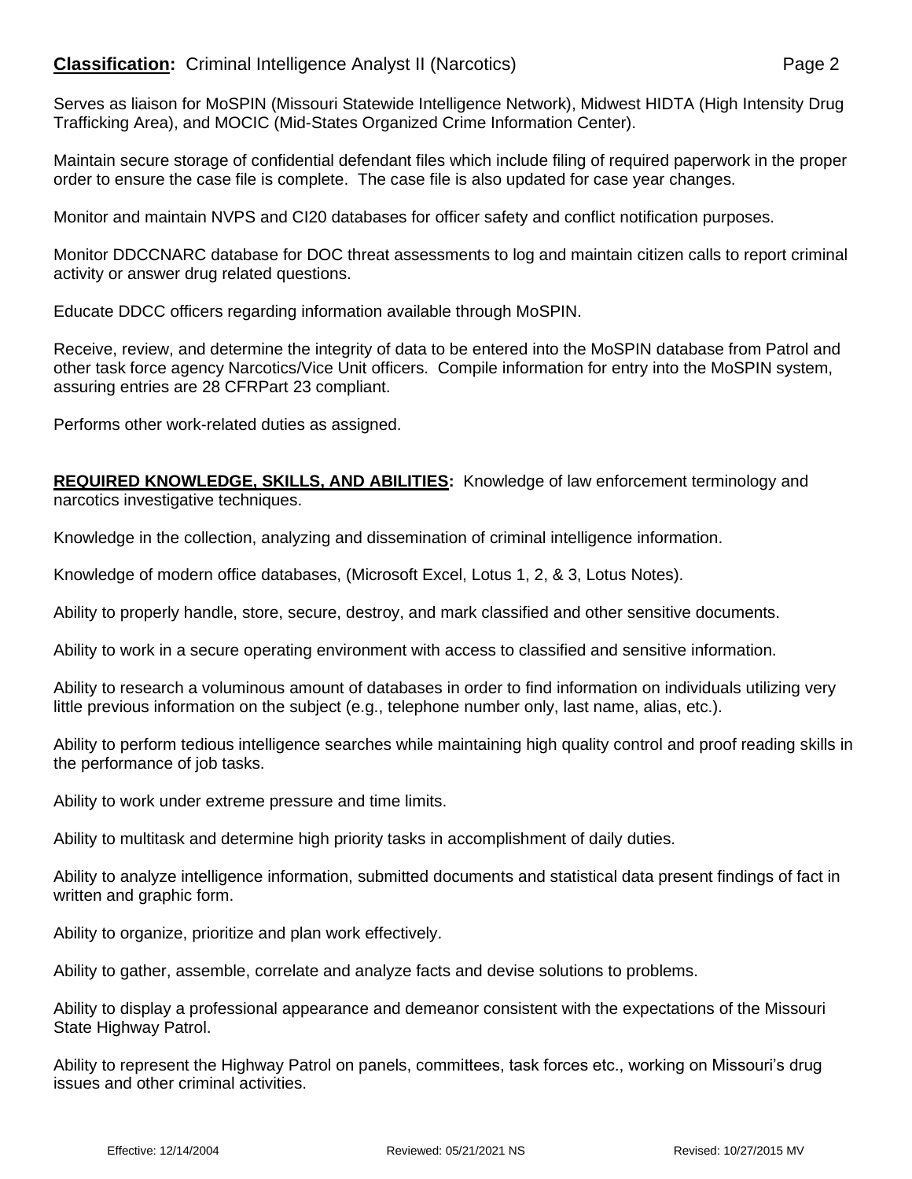Serves as liaison for MoSPIN (Missouri Statewide Intelligence Network), Midwest HIDTA (High Intensity Drug Trafficking Area), and MOCIC (Mid-States Organized Crime Information Center).

Maintain secure storage of confidential defendant files which include filing of required paperwork in the proper order to ensure the case file is complete. The case file is also updated for case year changes.

Monitor and maintain NVPS and CI20 databases for officer safety and conflict notification purposes.

Monitor DDCCNARC database for DOC threat assessments to log and maintain citizen calls to report criminal activity or answer drug related questions.

Educate DDCC officers regarding information available through MoSPIN.

Receive, review, and determine the integrity of data to be entered into the MoSPIN database from Patrol and other task force agency Narcotics/Vice Unit officers. Compile information for entry into the MoSPIN system, assuring entries are 28 CFRPart 23 compliant.

Performs other work-related duties as assigned.

**REQUIRED KNOWLEDGE, SKILLS, AND ABILITIES:** Knowledge of law enforcement terminology and narcotics investigative techniques.

Knowledge in the collection, analyzing and dissemination of criminal intelligence information.

Knowledge of modern office databases, (Microsoft Excel, Lotus 1, 2, & 3, Lotus Notes).

Ability to properly handle, store, secure, destroy, and mark classified and other sensitive documents.

Ability to work in a secure operating environment with access to classified and sensitive information.

Ability to research a voluminous amount of databases in order to find information on individuals utilizing very little previous information on the subject (e.g., telephone number only, last name, alias, etc.).

Ability to perform tedious intelligence searches while maintaining high quality control and proof reading skills in the performance of job tasks.

Ability to work under extreme pressure and time limits.

Ability to multitask and determine high priority tasks in accomplishment of daily duties.

Ability to analyze intelligence information, submitted documents and statistical data present findings of fact in written and graphic form.

Ability to organize, prioritize and plan work effectively.

Ability to gather, assemble, correlate and analyze facts and devise solutions to problems.

Ability to display a professional appearance and demeanor consistent with the expectations of the Missouri State Highway Patrol.

Ability to represent the Highway Patrol on panels, committees, task forces etc., working on Missouri's drug issues and other criminal activities.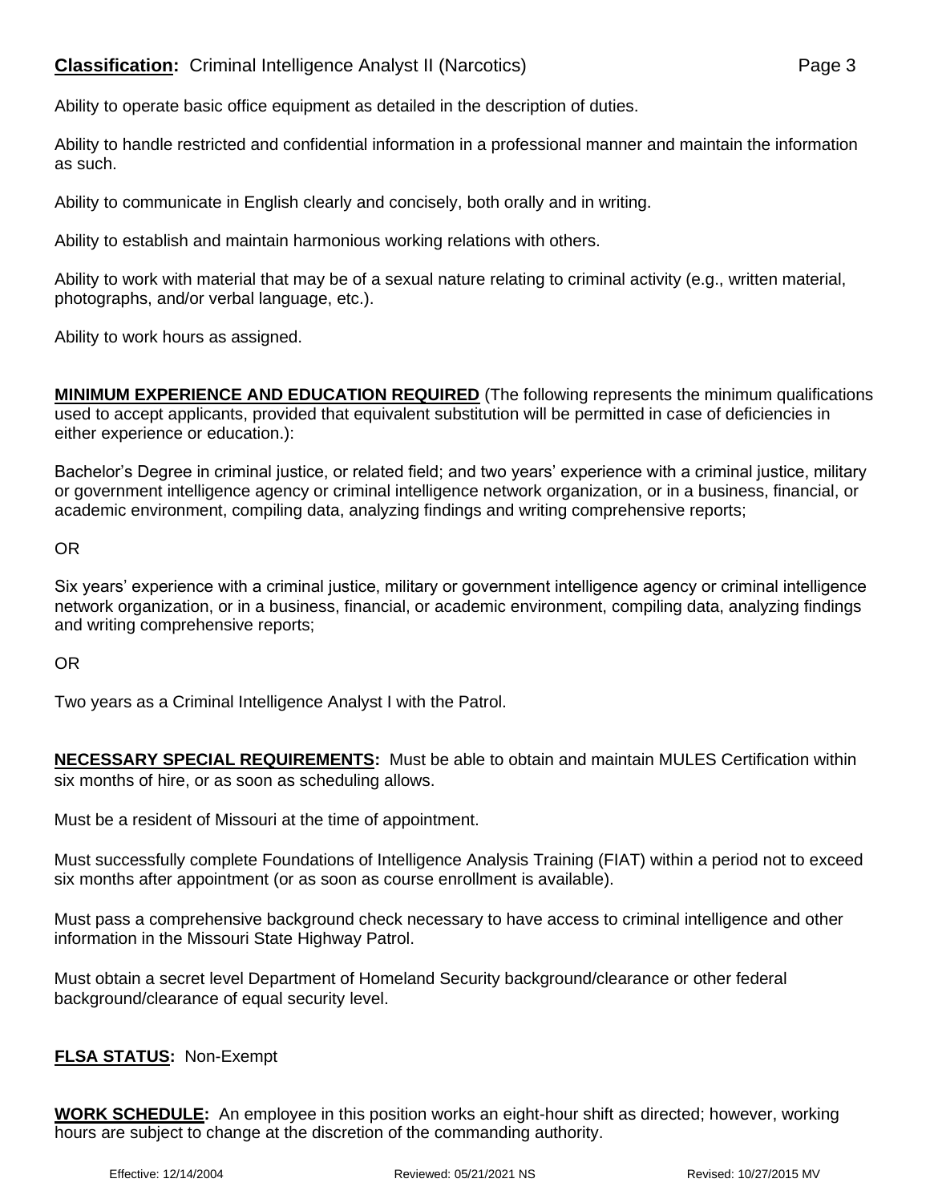Ability to operate basic office equipment as detailed in the description of duties.

Ability to handle restricted and confidential information in a professional manner and maintain the information as such.

Ability to communicate in English clearly and concisely, both orally and in writing.

Ability to establish and maintain harmonious working relations with others.

Ability to work with material that may be of a sexual nature relating to criminal activity (e.g., written material, photographs, and/or verbal language, etc.).

Ability to work hours as assigned.

**MINIMUM EXPERIENCE AND EDUCATION REQUIRED** (The following represents the minimum qualifications used to accept applicants, provided that equivalent substitution will be permitted in case of deficiencies in either experience or education.):

Bachelor's Degree in criminal justice, or related field; and two years' experience with a criminal justice, military or government intelligence agency or criminal intelligence network organization, or in a business, financial, or academic environment, compiling data, analyzing findings and writing comprehensive reports;

OR

Six years' experience with a criminal justice, military or government intelligence agency or criminal intelligence network organization, or in a business, financial, or academic environment, compiling data, analyzing findings and writing comprehensive reports;

OR

Two years as a Criminal Intelligence Analyst I with the Patrol.

**NECESSARY SPECIAL REQUIREMENTS:** Must be able to obtain and maintain MULES Certification within six months of hire, or as soon as scheduling allows.

Must be a resident of Missouri at the time of appointment.

Must successfully complete Foundations of Intelligence Analysis Training (FIAT) within a period not to exceed six months after appointment (or as soon as course enrollment is available).

Must pass a comprehensive background check necessary to have access to criminal intelligence and other information in the Missouri State Highway Patrol.

Must obtain a secret level Department of Homeland Security background/clearance or other federal background/clearance of equal security level.

**FLSA STATUS:** Non-Exempt

**WORK SCHEDULE:** An employee in this position works an eight-hour shift as directed; however, working hours are subject to change at the discretion of the commanding authority.

Effective: 12/14/2004 Reviewed: 05/21/2021 NS Revised: 10/27/2015 MV